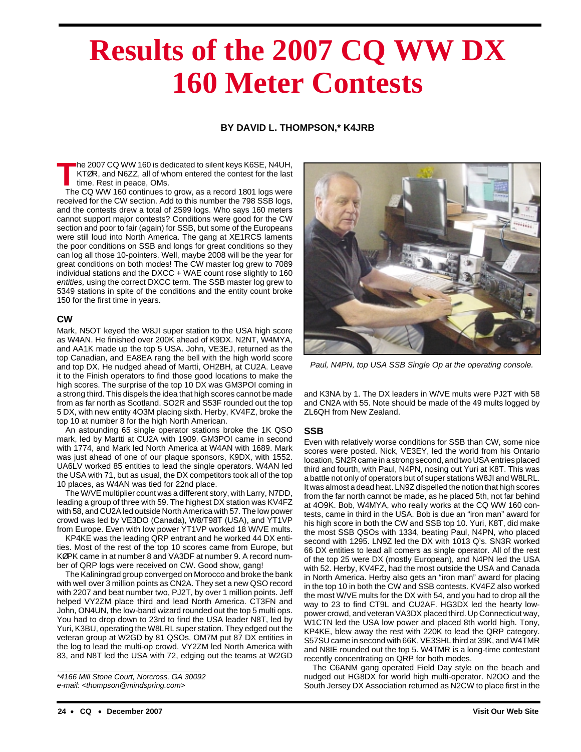# Results of the 2007 CQ WW DX 160 Meter Contests

**BY DAVID L. THOMPSON,* K4JRB**

The 2007 CQ WW 160 is dedicated to silent keys K6SE, N4UH, KTØR, and N6ZZ, all of whom entered the contest for the last time. Rest in peace, OMs.

The CQ WW 160 continues to grow, as a record 1801 logs were received for the CW section. Add to this number the 798 SSB logs, and the contests drew a total of 2599 logs. Who says 160 meters cannot support major contests? Conditions were good for the CW section and poor to fair (again) for SSB, but some of the Europeans were still loud into North America. The gang at XE1RCS laments the poor conditions on SSB and longs for great conditions so they can log all those 10-pointers. Well, maybe 2008 will be the year for great conditions on both modes! The CW master log grew to 7089 individual stations and the DXCC + WAE count rose slightly to 160 *entities,* using the correct DXCC term. The SSB master log grew to 5349 stations in spite of the conditions and the entity count broke 150 for the first time in years.

## CW

Mark, N5OT keyed the W8JI super station to the USA high score as W4AN. He finished over 200K ahead of K9DX. N2NT, W4MYA, and AA1K made up the top 5 USA. John, VE3EJ, returned as the top Canadian, and EA8EA rang the bell with the high world score and top DX. He nudged ahead of Martti, OH2BH, at CU2A. Leave it to the Finish operators to find those good locations to make the high scores. The surprise of the top 10 DX was GM3POI coming in a strong third. This dispels the idea that high scores cannot be made from as far north as Scotland. SO2R and S53F rounded out the top 5 DX, with new entity 4O3M placing sixth. Herby, KV4FZ, broke the top 10 at number 8 for the high North American.

An astounding 65 single operator stations broke the 1K QSO mark, led by Martti at CU2A with 1909. GM3POI came in second with 1774, and Mark led North America at W4AN with 1689. Mark was just ahead of one of our plaque sponsors, K9DX, with 1552. UA6LV worked 85 entities to lead the single operators. W4AN led the USA with 71, but as usual, the DX competitors took all of the top 10 places, as W4AN was tied for 22nd place.

The W/VE multiplier count was a different story, with Larry, N7DD, leading a group of three with 59. The highest DX station was KV4FZ with 58, and CU2A led outside North America with 57. The low power crowd was led by VE3DO (Canada), W8/T98T (USA), and YT1VP from Europe. Even with low power YT1VP worked 18 W/VE mults.

KP4KE was the leading QRP entrant and he worked 44 DX entities. Most of the rest of the top 10 scores came from Europe, but KØPK came in at number 8 and VA3DF at number 9. A record number of QRP logs were received on CW. Good show, gang!

The Kaliningrad group converged on Morocco and broke the bank with well over 3 million points as CN2A. They set a new QSO record with 2207 and beat number two, PJ2T, by over 1 million points. Jeff helped VY2ZM place third and lead North America. CT3FN and John, ON4UN, the low-band wizard rounded out the top 5 multi ops. You had to drop down to 23rd to find the USA leader N8T, led by Yuri, K3BU, operating the W8LRL super station. They edged out the veteran group at W2GD by 81 QSOs. OM7M put 87 DX entities in the log to lead the multi-op crowd. VY2ZM led North America with 83, and N8T led the USA with 72, edging out the teams at W2GD and K3NA by 1. The DX leaders in W/VE mults were PJ2T with 58 and CN2A with 55. Note should be made of the 49 mults logged by ZL6QH from New Zealand.

*Paul, N4PN, top USA SSB Single Op at the operating console.*

## SSB

Even with relatively worse conditions for SSB than CW, some nice scores were posted. Nick, VE3EY, led the world from his Ontario location, SN2R came in a strong second, and two USA entries placed third and fourth, with Paul, N4PN, nosing out Yuri at K8T. This was a battle not only of operators but of super stations W8JI and W8LRL. It was almost a dead heat. LN9Z dispelled the notion that high scores from the far north cannot be made, as he placed 5th, not far behind at 4O9K. Bob, W4MYA, who really works at the CQ WW 160 contests, came in third in the USA. Bob is due an "iron man" award for his high score in both the CW and SSB top 10. Yuri, K8T, did make the most SSB QSOs with 1334, beating Paul, N4PN, who placed second with 1295. LN9Z led the DX with 1013 Q's. SN3R worked 66 DX entities to lead all comers as single operator. All of the rest of the top 25 were DX (mostly European), and N4PN led the USA with 52. Herby, KV4FZ, had the most outside the USA and Canada in North America. Herby also gets an "iron man" award for placing in the top 10 in both the CW and SSB contests. KV4FZ also worked the most W/VE mults for the DX with 54, and you had to drop all the way to 23 to find CT9L and CU2AF. HG3DX led the low-power crowd, and veteran VA3DX placed third. Up Connecticut way, W1CTN led the USA low power and placed 8th world high. Tony, KP4KE, blew away the rest with 220K to lead the QRP category. S57SU came in second with 66K, VE3SHL third at 39K, and W4TMR and N8IE rounded out the top 5. W4TMR is a long-time contestant recently concentrating on QRP for both modes.

The C6ANM gang operated Field Day style on the beach and nudged out HG8DX for world high multi-operator. N2OO and the South Jersey DX Association returned as N2CW to place first in the

---

*4166 Mill Stone Court, Norcross, GA 30092
e-mail: <thompson@mindspring.com>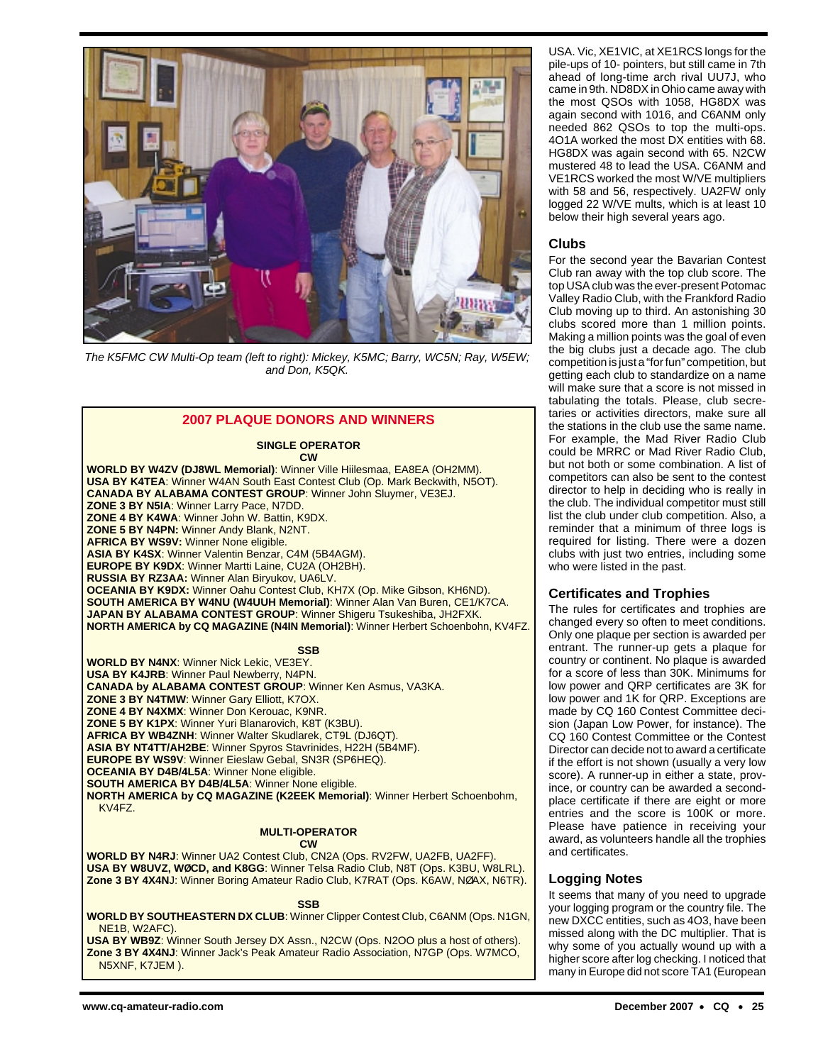*The K5FMC CW Multi-Op team (left to right): Mickey, K5MC; Barry, WC5N; Ray, W5EW; and Don, K5QK.*

## 2007 PLAQUE DONORS AND WINNERS

### SINGLE OPERATOR

**CW**

**WORLD BY W4ZV (DJ8WL Memorial)**: Winner Ville Hiilesmaa, EA8EA (OH2MM).
**USA BY K4TEA**: Winner W4AN South East Contest Club (Op. Mark Beckwith, N5OT).
**CANADA BY ALABAMA CONTEST GROUP**: Winner John Sluymer, VE3EJ.
**ZONE 3 BY N5IA**: Winner Larry Pace, N7DD.
**ZONE 4 BY K4WA**: Winner John W. Battin, K9DX.
**ZONE 5 BY N4PN:** Winner Andy Blank, N2NT.
**AFRICA BY WS9V:** Winner None eligible.
**ASIA BY K4SX**: Winner Valentin Benzar, C4M (5B4AGM).
**EUROPE BY K9DX**: Winner Martti Laine, CU2A (OH2BH).
**RUSSIA BY RZ3AA:** Winner Alan Biryukov, UA6LV.
**OCEANIA BY K9DX:** Winner Oahu Contest Club, KH7X (Op. Mike Gibson, KH6ND).
**SOUTH AMERICA BY W4NU (W4UUH Memorial)**: Winner Alan Van Buren, CE1/K7CA.
**JAPAN BY ALABAMA CONTEST GROUP**: Winner Shigeru Tsukeshiba, JH2FXK.
**NORTH AMERICA by CQ MAGAZINE (N4IN Memorial)**: Winner Herbert Schoenbohn, KV4FZ.

**SSB**

**WORLD BY N4NX**: Winner Nick Lekic, VE3EY.
**USA BY K4JRB**: Winner Paul Newberry, N4PN.
**CANADA by ALABAMA CONTEST GROUP**: Winner Ken Asmus, VA3KA.
**ZONE 3 BY N4TMW**: Winner Gary Elliott, K7OX.
**ZONE 4 BY N4XMX**: Winner Don Kerouac, K9NR.
**ZONE 5 BY K1PX**: Winner Yuri Blanarovich, K8T (K3BU).
**AFRICA BY WB4ZNH**: Winner Walter Skudlarek, CT9L (DJ6QT).
**ASIA BY NT4TT/AH2BE**: Winner Spyros Stavrinides, H22H (5B4MF).
**EUROPE BY WS9V**: Winner Eieslaw Gebal, SN3R (SP6HEQ).
**OCEANIA BY D4B/4L5A**: Winner None eligible.
**SOUTH AMERICA BY D4B/4L5A**: Winner None eligible.
**NORTH AMERICA by CQ MAGAZINE (K2EEK Memorial)**: Winner Herbert Schoenbohm, KV4FZ.

### MULTI-OPERATOR

**CW**

**WORLD BY N4RJ**: Winner UA2 Contest Club, CN2A (Ops. RV2FW, UA2FB, UA2FF).
**USA BY W8UVZ, WØCD, and K8GG**: Winner Telsa Radio Club, N8T (Ops. K3BU, W8LRL).
**Zone 3 BY 4X4N**J: Winner Boring Amateur Radio Club, K7RAT (Ops. K6AW, NØAX, N6TR).

**SSB**

**WORLD BY SOUTHEASTERN DX CLUB**: Winner Clipper Contest Club, C6ANM (Ops. N1GN, NE1B, W2AFC).
**USA BY WB9Z**: Winner South Jersey DX Assn., N2CW (Ops. N2OO plus a host of others).
**Zone 3 BY 4X4NJ**: Winner Jack's Peak Amateur Radio Association, N7GP (Ops. W7MCO, N5XNF, K7JEM ).

USA. Vic, XE1VIC, at XE1RCS longs for the pile-ups of 10- pointers, but still came in 7th ahead of long-time arch rival UU7J, who came in 9th. ND8DX in Ohio came away with the most QSOs with 1058, HG8DX was again second with 1016, and C6ANM only needed 862 QSOs to top the multi-ops. 4O1A worked the most DX entities with 68. HG8DX was again second with 65. N2CW mustered 48 to lead the USA. C6ANM and VE1RCS worked the most W/VE multipliers with 58 and 56, respectively. UA2FW only logged 22 W/VE mults, which is at least 10 below their high several years ago.

### Clubs

For the second year the Bavarian Contest Club ran away with the top club score. The top USA club was the ever-present Potomac Valley Radio Club, with the Frankford Radio Club moving up to third. An astonishing 30 clubs scored more than 1 million points. Making a million points was the goal of even the big clubs just a decade ago. The club competition is just a "for fun" competition, but getting each club to standardize on a name will make sure that a score is not missed in tabulating the totals. Please, club secretaries or activities directors, make sure all the stations in the club use the same name. For example, the Mad River Radio Club could be MRRC or Mad River Radio Club, but not both or some combination. A list of competitors can also be sent to the contest director to help in deciding who is really in the club. The individual competitor must still list the club under club competition. Also, a reminder that a minimum of three logs is required for listing. There were a dozen clubs with just two entries, including some who were listed in the past.

### Certificates and Trophies

The rules for certificates and trophies are changed every so often to meet conditions. Only one plaque per section is awarded per entrant. The runner-up gets a plaque for country or continent. No plaque is awarded for a score of less than 30K. Minimums for low power and QRP certificates are 3K for low power and 1K for QRP. Exceptions are made by CQ 160 Contest Committee decision (Japan Low Power, for instance). The CQ 160 Contest Committee or the Contest Director can decide not to award a certificate if the effort is not shown (usually a very low score). A runner-up in either a state, province, or country can be awarded a second-place certificate if there are eight or more entries and the score is 100K or more. Please have patience in receiving your award, as volunteers handle all the trophies and certificates.

### Logging Notes

It seems that many of you need to upgrade your logging program or the country file. The new DXCC entities, such as 4O3, have been missed along with the DC multiplier. That is why some of you actually wound up with a higher score after log checking. I noticed that many in Europe did not score TA1 (European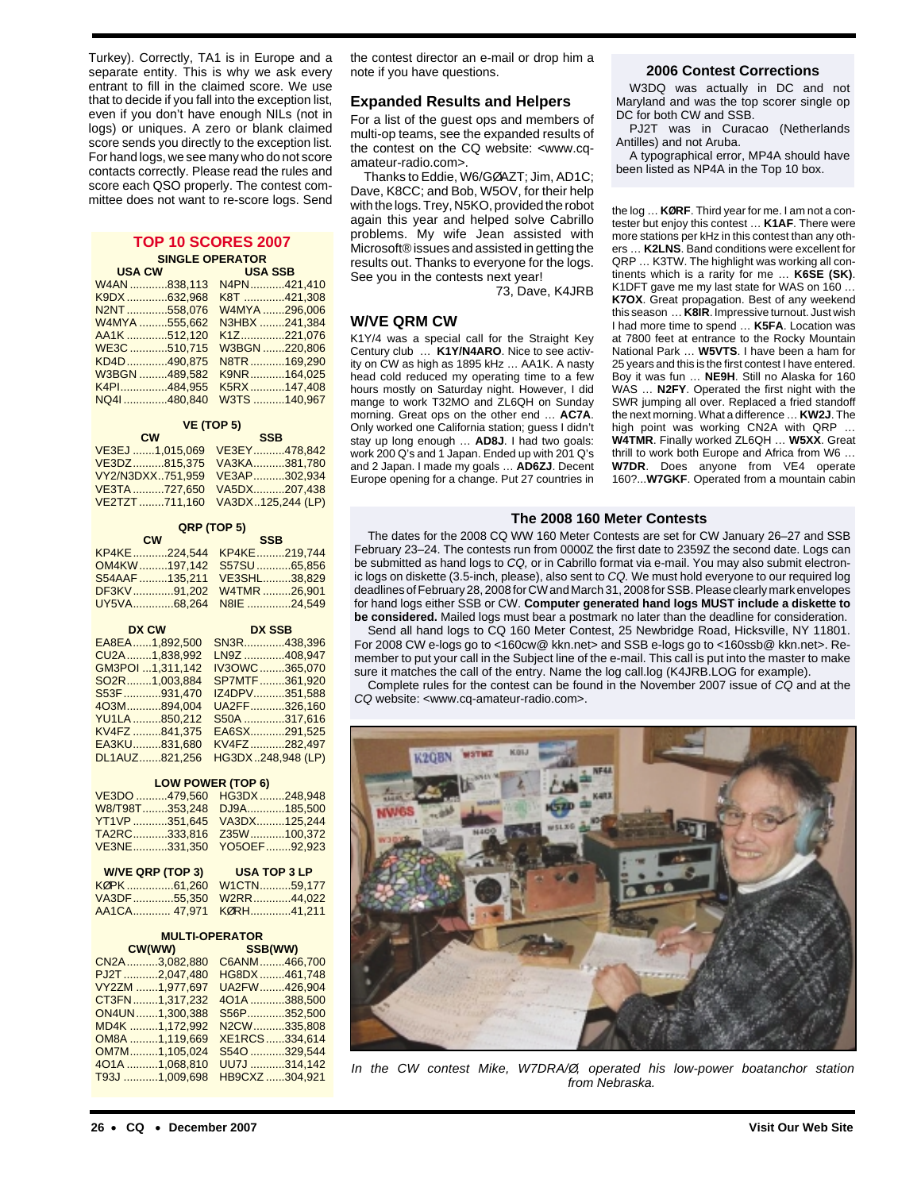Turkey). Correctly, TA1 is in Europe and a separate entity. This is why we ask every entrant to fill in the claimed score. We use that to decide if you fall into the exception list, even if you don't have enough NILs (not in logs) or uniques. A zero or blank claimed score sends you directly to the exception list. For hand logs, we see many who do not score contacts correctly. Please read the rules and score each QSO properly. The contest committee does not want to re-score logs. Send

## TOP 10 SCORES 2007

### SINGLE OPERATOR

| USA CW | | USA SSB | |
|---|---|---|---|
| W4AN | 838,113 | N4PN | 421,410 |
| K9DX | 632,968 | K8T | 421,308 |
| N2NT | 558,076 | W4MYA | 296,006 |
| W4MYA | 555,662 | N3HBX | 241,384 |
| AA1K | 512,120 | K1Z | 221,076 |
| WE3C | 510,715 | W3BGN | 220,806 |
| KD4D | 490,875 | N8TR | 169,290 |
| W3BGN | 489,582 | K9NR | 164,025 |
| K4PI | 484,955 | K5RX | 147,408 |
| NQ4I | 480,840 | W3TS | 140,967 |

### VE (TOP 5)

| CW | | SSB | |
|---|---|---|---|
| VE3EJ | 1,015,069 | VE3EY | 478,842 |
| VE3DZ | 815,375 | VA3KA | 381,780 |
| VY2/N3DXX | 751,959 | VE3AP | 302,934 |
| VE3TA | 727,650 | VA5DX | 207,438 |
| VE2TZT | 711,160 | VA3DX | 125,244 (LP) |

### QRP (TOP 5)

| CW | | SSB | |
|---|---|---|---|
| KP4KE | 224,544 | KP4KE | 219,744 |
| OM4KW | 197,142 | S57SU | 65,856 |
| S54AAF | 135,211 | VE3SHL | 38,829 |
| DF3KV | 91,202 | W4TMR | 26,901 |
| UY5VA | 68,264 | N8IE | 24,549 |

| DX CW | | DX SSB | |
|---|---|---|---|
| EA8EA | 1,892,500 | SN3R | 438,396 |
| CU2A | 1,838,992 | LN9Z | 408,947 |
| GM3POI | 1,311,142 | IV3OWC | 365,070 |
| SO2R | 1,003,884 | SP7MTF | 361,920 |
| S53F | 931,470 | IZ4DPV | 351,588 |
| 4O3M | 894,004 | UA2FF | 326,160 |
| YU1LA | 850,212 | S50A | 317,616 |
| KV4FZ | 841,375 | EA6SX | 291,525 |
| EA3KU | 831,680 | KV4FZ | 282,497 |
| DL1AUZ | 821,256 | HG3DX | 248,948 (LP) |

### LOW POWER (TOP 6)

| | | | |
|---|---|---|---|
| VE3DO | 479,560 | HG3DX | 248,948 |
| W8/T98T | 353,248 | DJ9A | 185,500 |
| YT1VP | 351,645 | VA3DX | 125,244 |
| TA2RC | 333,816 | Z35W | 100,372 |
| VE3NE | 331,350 | YO5OEF | 92,923 |

| W/VE QRP (TOP 3) | | USA TOP 3 LP | |
|---|---|---|---|
| KØPK | 61,260 | W1CTN | 59,177 |
| VA3DF | 55,350 | W2RR | 44,022 |
| AA1CA | 47,971 | KØRH | 41,211 |

### MULTI-OPERATOR

| CW(WW) | | SSB(WW) | |
|---|---|---|---|
| CN2A | 3,082,880 | C6ANM | 466,700 |
| PJ2T | 2,047,480 | HG8DX | 461,748 |
| VY2ZM | 1,977,697 | UA2FW | 426,904 |
| CT3FN | 1,317,232 | 4O1A | 388,500 |
| ON4UN | 1,300,388 | S56P | 352,500 |
| MD4K | 1,172,992 | N2CW | 335,808 |
| OM8A | 1,119,669 | XE1RCS | 334,614 |
| OM7M | 1,105,024 | S54O | 329,544 |
| 4O1A | 1,068,810 | UU7J | 314,142 |
| T93J | 1,009,698 | HB9CXZ | 304,921 |

the contest director an e-mail or drop him a note if you have questions.

## Expanded Results and Helpers

For a list of the guest ops and members of multi-op teams, see the expanded results of the contest on the CQ website: <www.cq-amateur-radio.com>.

Thanks to Eddie, W6/GØAZT; Jim, AD1C; Dave, K8CC; and Bob, W5OV, for their help with the logs. Trey, N5KO, provided the robot again this year and helped solve Cabrillo problems. My wife Jean assisted with Microsoft® issues and assisted in getting the results out. Thanks to everyone for the logs. See you in the contests next year!

73, Dave, K4JRB

## W/VE QRM CW

K1Y/4 was a special call for the Straight Key Century club … **K1Y/N4ARO**. Nice to see activity on CW as high as 1895 kHz … AA1K. A nasty head cold reduced my operating time to a few hours mostly on Saturday night. However, I did mange to work T32MO and ZL6QH on Sunday morning. Great ops on the other end … **AC7A**. Only worked one California station; guess I didn't stay up long enough … **AD8J**. I had two goals: work 200 Q's and 1 Japan. Ended up with 201 Q's and 2 Japan. I made my goals … **AD6ZJ**. Decent Europe opening for a change. Put 27 countries in the log … **KØRF**. Third year for me. I am not a contester but enjoy this contest … **K1AF**. There were more stations per kHz in this contest than any others … **K2LNS**. Band conditions were excellent for QRP … K3TW. The highlight was working all continents which is a rarity for me … **K6SE (SK)**. K1DFT gave me my last state for WAS on 160 … **K7OX**. Great propagation. Best of any weekend this season … **K8IR**. Impressive turnout. Just wish I had more time to spend … **K5FA**. Location was at 7800 feet at entrance to the Rocky Mountain National Park … **W5VTS**. I have been a ham for 25 years and this is the first contest I have entered. Boy it was fun … **NE9H**. Still no Alaska for 160 WAS … **N2FY**. Operated the first night with the SWR jumping all over. Replaced a fried standoff the next morning. What a difference … **KW2J**. The high point was working CN2A with QRP … **W4TMR**. Finally worked ZL6QH … **W5XX**. Great thrill to work both Europe and Africa from W6 … **W7DR**. Does anyone from VE4 operate 160?...**W7GKF**. Operated from a mountain cabin

### 2006 Contest Corrections

W3DQ was actually in DC and not Maryland and was the top scorer single op DC for both CW and SSB.

PJ2T was in Curacao (Netherlands Antilles) and not Aruba.

A typographical error, MP4A should have been listed as NP4A in the Top 10 box.

### The 2008 160 Meter Contests

The dates for the 2008 CQ WW 160 Meter Contests are set for CW January 26–27 and SSB February 23–24. The contests run from 0000Z the first date to 2359Z the second date. Logs can be submitted as hand logs to *CQ*, or in Cabrillo format via e-mail. You may also submit electronic logs on diskette (3.5-inch, please), also sent to *CQ*. We must hold everyone to our required log deadlines of February 28, 2008 for CW and March 31, 2008 for SSB. Please clearly mark envelopes for hand logs either SSB or CW. **Computer generated hand logs MUST include a diskette to be considered.** Mailed logs must bear a postmark no later than the deadline for consideration.

Send all hand logs to CQ 160 Meter Contest, 25 Newbridge Road, Hicksville, NY 11801. For 2008 CW e-logs go to <160cw@ kkn.net> and SSB e-logs go to <160ssb@ kkn.net>. Remember to put your call in the Subject line of the e-mail. This call is put into the master to make sure it matches the call of the entry. Name the log call.log (K4JRB.LOG for example).

Complete rules for the contest can be found in the November 2007 issue of *CQ* and at the *CQ* website: <www.cq-amateur-radio.com>.

*In the CW contest Mike, W7DRA/Ø, operated his low-power boatanchor station from Nebraska.*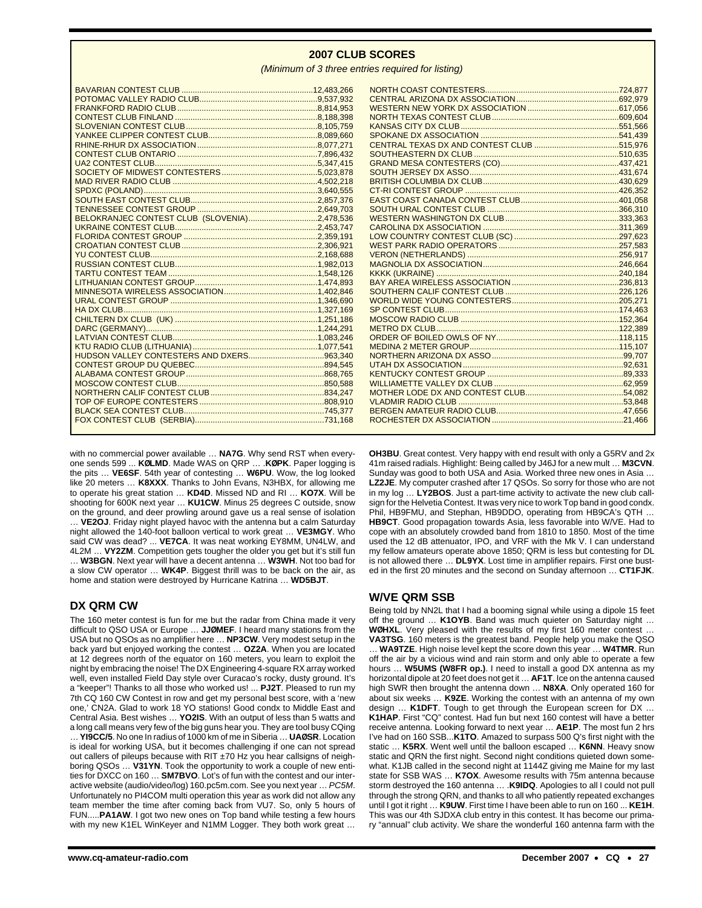## 2007 CLUB SCORES

*(Minimum of 3 three entries required for listing)*

| | |
|---|---|
| BAVARIAN CONTEST CLUB | 12,483,266 |
| POTOMAC VALLEY RADIO CLUB | 9,537,932 |
| FRANKFORD RADIO CLUB | 8,814,953 |
| CONTEST CLUB FINLAND | 8,188,398 |
| SLOVENIAN CONTEST CLUB | 8,105,759 |
| YANKEE CLIPPER CONTEST CLUB | 8,089,660 |
| RHINE-RHUR DX ASSOCIATION | 8,077,271 |
| CONTEST CLUB ONTARIO | 7,896,432 |
| UA2 CONTEST CLUB | 5,347,415 |
| SOCIETY OF MIDWEST CONTESTERS | 5,023,878 |
| MAD RIVER RADIO CLUB | 4,502,218 |
| SPDXC (POLAND) | 3,640,555 |
| SOUTH EAST CONTEST CLUB | 2,857,376 |
| TENNESSEE CONTEST GROUP | 2,649,703 |
| BELOKRANJEC CONTEST CLUB (SLOVENIA) | 2,478,536 |
| UKRAINE CONTEST CLUB | 2,453,747 |
| FLORIDA CONTEST GROUP | 2,359,191 |
| CROATIAN CONTEST CLUB | 2,306,921 |
| YU CONTEST CLUB | 2,168,688 |
| RUSSIAN CONTEST CLUB | 1,982,013 |
| TARTU CONTEST TEAM | 1,548,126 |
| LITHUANIAN CONTEST GROUP | 1,474,893 |
| MINNESOTA WIRELESS ASSOCIATION | 1,402,846 |
| URAL CONTEST GROUP | 1,346,690 |
| HA DX CLUB | 1,327,169 |
| CHILTERN DX CLUB (UK) | 1,251,186 |
| DARC (GERMANY) | 1,244,291 |
| LATVIAN CONTEST CLUB | 1,083,246 |
| KTU RADIO CLUB (LITHUANIA) | 1,077,541 |
| HUDSON VALLEY CONTESTERS AND DXERS | 963,340 |
| CONTEST GROUP DU QUEBEC | 894,545 |
| ALABAMA CONTEST GROUP | 868,765 |
| MOSCOW CONTEST CLUB | 850,588 |
| NORTHERN CALIF CONTEST CLUB | 834,247 |
| TOP OF EUROPE CONTESTERS | 808,910 |
| BLACK SEA CONTEST CLUB | 745,377 |
| FOX CONTEST CLUB (SERBIA) | 731,168 |
| NORTH COAST CONTESTERS | 724,877 |
| CENTRAL ARIZONA DX ASSOCIATION | 692,979 |
| WESTERN NEW YORK DX ASSOCIATION | 617,056 |
| NORTH TEXAS CONTEST CLUB | 609,604 |
| KANSAS CITY DX CLUB | 551,566 |
| SPOKANE DX ASSOCIATION | 541,439 |
| CENTRAL TEXAS DX AND CONTEST CLUB | 515,976 |
| SOUTHEASTERN DX CLUB | 510,635 |
| GRAND MESA CONTESTERS (CO) | 437,421 |
| SOUTH JERSEY DX ASSO | 431,674 |
| BRITISH COLUMBIA DX CLUB | 430,629 |
| CT-RI CONTEST GROUP | 426,352 |
| EAST COAST CANADA CONTEST CLUB | 401,058 |
| SOUTH URAL CONTEST CLUB | 366,310 |
| WESTERN WASHINGTON DX CLUB | 333,363 |
| CAROLINA DX ASSOCIATION | 311,369 |
| LOW COUNTRY CONTEST CLUB (SC) | 297,623 |
| WEST PARK RADIO OPERATORS | 257,583 |
| VERON (NETHERLANDS) | 256,917 |
| MAGNOLIA DX ASSOCIATION | 246,664 |
| KKKK (UKRAINE) | 240,184 |
| BAY AREA WIRELESS ASSOCIATION | 236,813 |
| SOUTHERN CALIF CONTEST CLUB | 226,126 |
| WORLD WIDE YOUNG CONTESTERS | 205,271 |
| SP CONTEST CLUB | 174,463 |
| MOSCOW RADIO CLUB | 152,364 |
| METRO DX CLUB | 122,389 |
| ORDER OF BOILED OWLS OF NY | 118,115 |
| MEDINA 2 METER GROUP | 115,107 |
| NORTHERN ARIZONA DX ASSO | 99,707 |
| UTAH DX ASSOCIATION | 92,631 |
| KENTUCKY CONTEST GROUP | 89,333 |
| WILLIAMETTE VALLEY DX CLUB | 62,959 |
| MOTHER LODE DX AND CONTEST CLUB | 54,082 |
| VLADMIR RADIO CLUB | 53,848 |
| BERGEN AMATEUR RADIO CLUB | 47,656 |
| ROCHESTER DX ASSOCIATION | 21,466 |

with no commercial power available … **NA7G**. Why send RST when everyone sends 599 ... **KØLMD**. Made WAS on QRP … .**KØPK**. Paper logging is the pits … **VE6SF**. 54th year of contesting … **W6PU**. Wow, the log looked like 20 meters … **K8XXX**. Thanks to John Evans, N3HBX, for allowing me to operate his great station … **KD4D**. Missed ND and RI … **KO7X**. Will be shooting for 600K next year … **KU1CW**. Minus 25 degrees C outside, snow on the ground, and deer prowling around gave us a real sense of isolation … **VE2OJ**. Friday night played havoc with the antenna but a calm Saturday night allowed the 140-foot balloon vertical to work great … **VE3MGY**. Who said CW was dead? ... **VE7CA**. It was neat working EY8MM, UN4LW, and 4L2M … **VY2ZM**. Competition gets tougher the older you get but it's still fun … **W3BGN**. Next year will have a decent antenna … **W3WH**. Not too bad for a slow CW operator … **WK4P**. Biggest thrill was to be back on the air, as home and station were destroyed by Hurricane Katrina … **WD5BJT**.

## DX QRM CW

The 160 meter contest is fun for me but the radar from China made it very difficult to QSO USA or Europe … **JJØMEF**. I heard many stations from the USA but no QSOs as no amplifier here … **NP3CW**. Very modest setup in the back yard but enjoyed working the contest … **OZ2A**. When you are located at 12 degrees north of the equator on 160 meters, you learn to exploit the night by embracing the noise! The DX Engineering 4-square RX array worked well, even installed Field Day style over Curacao's rocky, dusty ground. It's a "keeper"! Thanks to all those who worked us! ... **PJ2T**. Pleased to run my 7th CQ 160 CW Contest in row and get my personal best score, with a 'new one,' CN2A. Glad to work 18 YO stations! Good condx to Middle East and Central Asia. Best wishes … **YO2IS**. With an output of less than 5 watts and a long call means very few of the big guns hear you. They are tool busy CQing … **YI9CC/5**. No one In radius of 1000 km of me in Siberia … **UAØSR**. Location is ideal for working USA, but it becomes challenging if one can not spread out callers of pileups because with RIT ±70 Hz you hear callsigns of neighboring QSOs … **V31YN**. Took the opportunity to work a couple of new entities for DXCC on 160 … **SM7BVO**. Lot's of fun with the contest and our interactive website (audio/video/log) 160.pc5m.com. See you next year … *PC5M*. Unfortunately no PI4COM multi operation this year as work did not allow any team member the time after coming back from VU7. So, only 5 hours of FUN.....**PA1AW**. I got two new ones on Top band while testing a few hours with my new K1EL WinKeyer and N1MM Logger. They both work great … **OH3BU**. Great contest. Very happy with end result with only a G5RV and 2x 41m raised radials. Highlight: Being called by J46J for a new mult … **M3CVN**. Sunday was good to both USA and Asia. Worked three new ones in Asia … **LZ2JE**. My computer crashed after 17 QSOs. So sorry for those who are not in my log … **LY2BOS**. Just a part-time activity to activate the new club callsign for the Helvetia Contest. It was very nice to work Top band in good condx. Phil, HB9FMU, and Stephan, HB9DDO, operating from HB9CA's QTH … **HB9CT**. Good propagation towards Asia, less favorable into W/VE. Had to cope with an absolutely crowded band from 1810 to 1850. Most of the time used the 12 dB attenuator, IPO, and VRF with the Mk V. I can understand my fellow amateurs operate above 1850; QRM is less but contesting for DL is not allowed there … **DL9YX**. Lost time in amplifier repairs. First one busted in the first 20 minutes and the second on Sunday afternoon … **CT1FJK**.

## W/VE QRM SSB

Being told by NN2L that I had a booming signal while using a dipole 15 feet off the ground … **K1OYB**. Band was much quieter on Saturday night … **WØHXL**. Very pleased with the results of my first 160 meter contest … **VA3TSG**. 160 meters is the greatest band. People help you make the QSO … **WA9TZE**. High noise level kept the score down this year … **W4TMR**. Run off the air by a vicious wind and rain storm and only able to operate a few hours … **W5UMS (W8FR op.)**. I need to install a good DX antenna as my horizontal dipole at 20 feet does not get it … **AF1T**. Ice on the antenna caused high SWR then brought the antenna down … **N8XA**. Only operated 160 for about six weeks … **K9ZE**. Working the contest with an antenna of my own design … **K1DFT**. Tough to get through the European screen for DX … **K1HAP**. First "CQ" contest. Had fun but next 160 contest will have a better receive antenna. Looking forward to next year … **AE1P**. The most fun 2 hrs I've had on 160 SSB...**K1TO**. Amazed to surpass 500 Q's first night with the static … **K5RX**. Went well until the balloon escaped … **K6NN**. Heavy snow static and QRN the first night. Second night conditions quieted down somewhat. K1JB called in the second night at 1144Z giving me Maine for my last state for SSB WAS … **K7OX**. Awesome results with 75m antenna because storm destroyed the 160 antenna … .**K9IDQ**. Apologies to all I could not pull through the strong QRN, and thanks to all who patiently repeated exchanges until I got it right … **K9UW**. First time I have been able to run on 160 ... **KE1H**. This was our 4th SJDXA club entry in this contest. It has become our primary "annual" club activity. We share the wonderful 160 antenna farm with the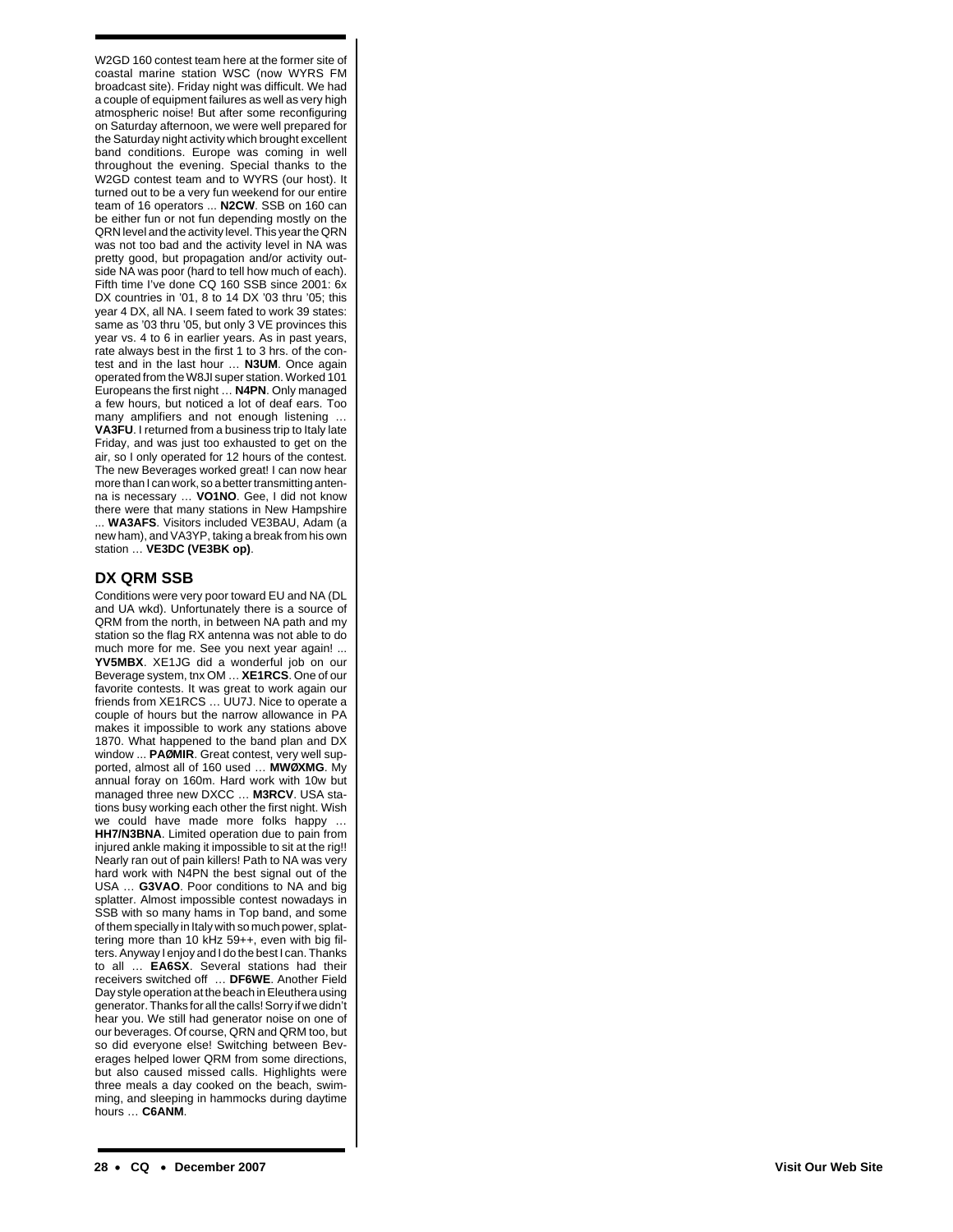W2GD 160 contest team here at the former site of coastal marine station WSC (now WYRS FM broadcast site). Friday night was difficult. We had a couple of equipment failures as well as very high atmospheric noise! But after some reconfiguring on Saturday afternoon, we were well prepared for the Saturday night activity which brought excellent band conditions. Europe was coming in well throughout the evening. Special thanks to the W2GD contest team and to WYRS (our host). It turned out to be a very fun weekend for our entire team of 16 operators ... **N2CW**. SSB on 160 can be either fun or not fun depending mostly on the QRN level and the activity level. This year the QRN was not too bad and the activity level in NA was pretty good, but propagation and/or activity outside NA was poor (hard to tell how much of each). Fifth time I've done CQ 160 SSB since 2001: 6x DX countries in '01, 8 to 14 DX '03 thru '05; this year 4 DX, all NA. I seem fated to work 39 states: same as '03 thru '05, but only 3 VE provinces this year vs. 4 to 6 in earlier years. As in past years, rate always best in the first 1 to 3 hrs. of the contest and in the last hour … **N3UM**. Once again operated from the W8JI super station. Worked 101 Europeans the first night … **N4PN**. Only managed a few hours, but noticed a lot of deaf ears. Too many amplifiers and not enough listening … **VA3FU**. I returned from a business trip to Italy late Friday, and was just too exhausted to get on the air, so I only operated for 12 hours of the contest. The new Beverages worked great! I can now hear more than I can work, so a better transmitting antenna is necessary … **VO1NO**. Gee, I did not know there were that many stations in New Hampshire ... **WA3AFS**. Visitors included VE3BAU, Adam (a new ham), and VA3YP, taking a break from his own station … **VE3DC (VE3BK op)**.

## DX QRM SSB

Conditions were very poor toward EU and NA (DL and UA wkd). Unfortunately there is a source of QRM from the north, in between NA path and my station so the flag RX antenna was not able to do much more for me. See you next year again! ... **YV5MBX**. XE1JG did a wonderful job on our Beverage system, tnx OM … **XE1RCS**. One of our favorite contests. It was great to work again our friends from XE1RCS … UU7J. Nice to operate a couple of hours but the narrow allowance in PA makes it impossible to work any stations above 1870. What happened to the band plan and DX window ... **PAØMIR**. Great contest, very well supported, almost all of 160 used … **MWØXMG**. My annual foray on 160m. Hard work with 10w but managed three new DXCC … **M3RCV**. USA stations busy working each other the first night. Wish we could have made more folks happy … **HH7/N3BNA**. Limited operation due to pain from injured ankle making it impossible to sit at the rig!! Nearly ran out of pain killers! Path to NA was very hard work with N4PN the best signal out of the USA … **G3VAO**. Poor conditions to NA and big splatter. Almost impossible contest nowadays in SSB with so many hams in Top band, and some of them specially in Italy with so much power, splattering more than 10 kHz 59++, even with big filters. Anyway I enjoy and I do the best I can. Thanks to all … **EA6SX**. Several stations had their receivers switched off … **DF6WE**. Another Field Day style operation at the beach in Eleuthera using generator. Thanks for all the calls! Sorry if we didn't hear you. We still had generator noise on one of our beverages. Of course, QRN and QRM too, but so did everyone else! Switching between Beverages helped lower QRM from some directions, but also caused missed calls. Highlights were three meals a day cooked on the beach, swimming, and sleeping in hammocks during daytime hours … **C6ANM**.